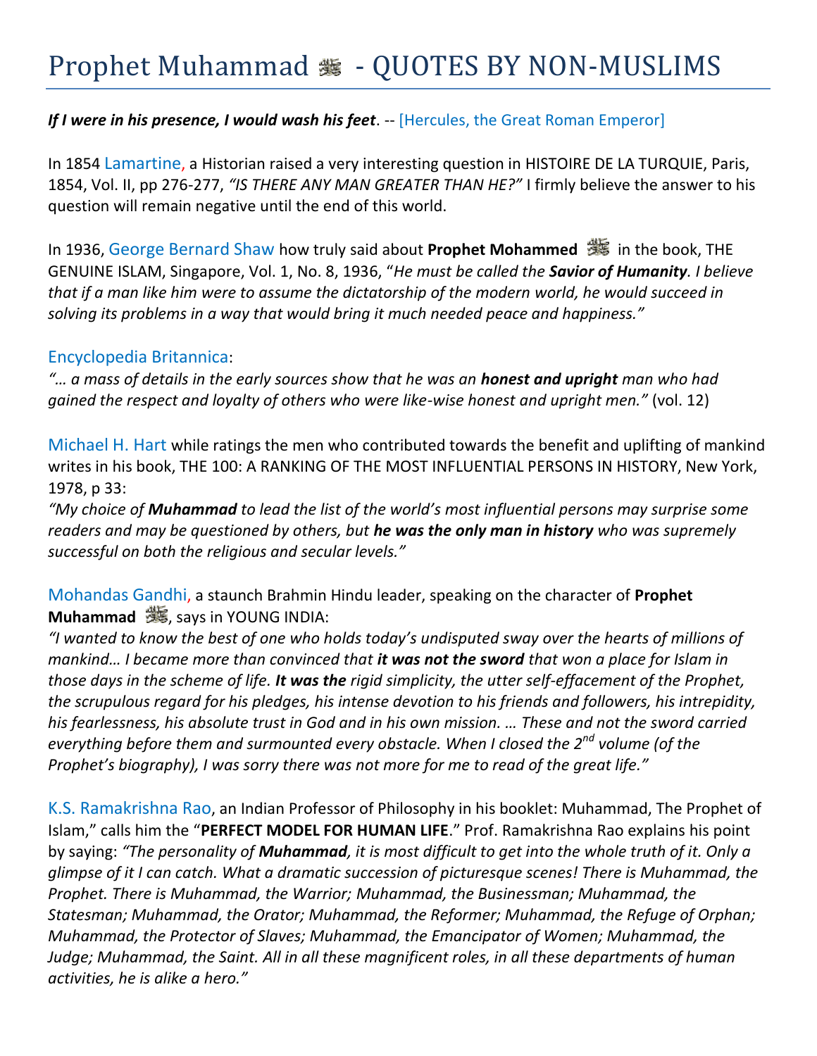# Prophet Muhammad ﷺ - QUOTES BY NON-MUSLIMS

***If I were in his presence, I would wash his feet***. -- [Hercules, the Great Roman Emperor]

In 1854 Lamartine, a Historian raised a very interesting question in HISTOIRE DE LA TURQUIE, Paris, 1854, Vol. II, pp 276-277, *"IS THERE ANY MAN GREATER THAN HE?"* I firmly believe the answer to his question will remain negative until the end of this world.

In 1936, George Bernard Shaw how truly said about **Prophet Mohammed** ﷺ in the book, THE GENUINE ISLAM, Singapore, Vol. 1, No. 8, 1936, "*He must be called the **Savior of Humanity**. I believe that if a man like him were to assume the dictatorship of the modern world, he would succeed in solving its problems in a way that would bring it much needed peace and happiness."*

Encyclopedia Britannica:
*"… a mass of details in the early sources show that he was an **honest and upright** man who had gained the respect and loyalty of others who were like-wise honest and upright men."* (vol. 12)

Michael H. Hart while ratings the men who contributed towards the benefit and uplifting of mankind writes in his book, THE 100: A RANKING OF THE MOST INFLUENTIAL PERSONS IN HISTORY, New York, 1978, p 33:
*"My choice of **Muhammad** to lead the list of the world's most influential persons may surprise some readers and may be questioned by others, but **he was the only man in history** who was supremely successful on both the religious and secular levels."*

Mohandas Gandhi, a staunch Brahmin Hindu leader, speaking on the character of **Prophet Muhammad** ﷺ, says in YOUNG INDIA:
*"I wanted to know the best of one who holds today's undisputed sway over the hearts of millions of mankind… I became more than convinced that **it was not the sword** that won a place for Islam in those days in the scheme of life. **It was the** rigid simplicity, the utter self-effacement of the Prophet, the scrupulous regard for his pledges, his intense devotion to his friends and followers, his intrepidity, his fearlessness, his absolute trust in God and in his own mission. … These and not the sword carried everything before them and surmounted every obstacle. When I closed the 2nd volume (of the Prophet's biography), I was sorry there was not more for me to read of the great life."*

K.S. Ramakrishna Rao, an Indian Professor of Philosophy in his booklet: Muhammad, The Prophet of Islam," calls him the "**PERFECT MODEL FOR HUMAN LIFE**." Prof. Ramakrishna Rao explains his point by saying: *"The personality of **Muhammad**, it is most difficult to get into the whole truth of it. Only a glimpse of it I can catch. What a dramatic succession of picturesque scenes! There is Muhammad, the Prophet. There is Muhammad, the Warrior; Muhammad, the Businessman; Muhammad, the Statesman; Muhammad, the Orator; Muhammad, the Reformer; Muhammad, the Refuge of Orphan; Muhammad, the Protector of Slaves; Muhammad, the Emancipator of Women; Muhammad, the Judge; Muhammad, the Saint. All in all these magnificent roles, in all these departments of human activities, he is alike a hero."*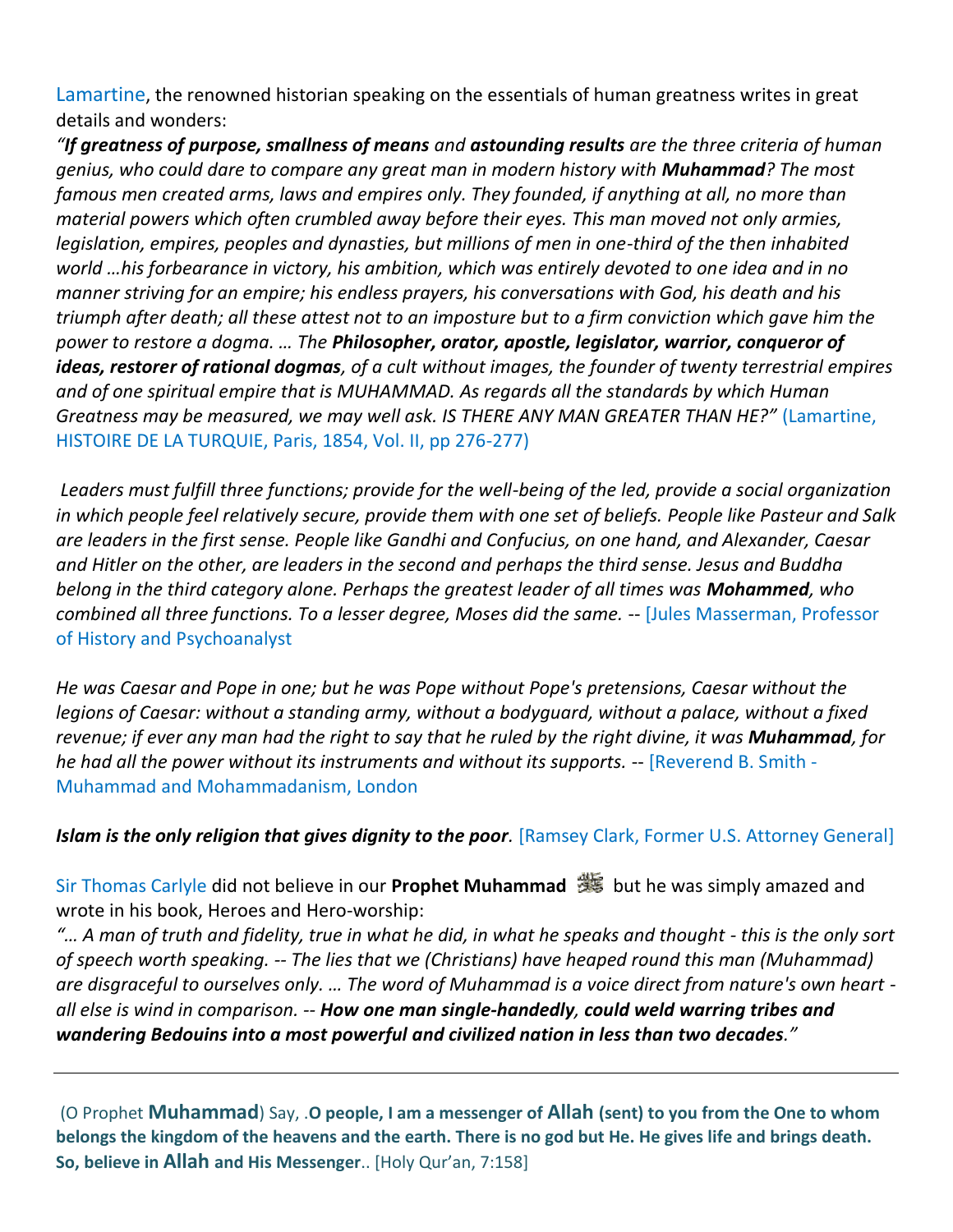Lamartine, the renowned historian speaking on the essentials of human greatness writes in great details and wonders:

*"**If greatness of purpose, smallness of means** and **astounding results** are the three criteria of human genius, who could dare to compare any great man in modern history with **Muhammad**? The most famous men created arms, laws and empires only. They founded, if anything at all, no more than material powers which often crumbled away before their eyes. This man moved not only armies, legislation, empires, peoples and dynasties, but millions of men in one-third of the then inhabited world …his forbearance in victory, his ambition, which was entirely devoted to one idea and in no manner striving for an empire; his endless prayers, his conversations with God, his death and his triumph after death; all these attest not to an imposture but to a firm conviction which gave him the power to restore a dogma. … The **Philosopher, orator, apostle, legislator, warrior, conqueror of ideas, restorer of rational dogmas**, of a cult without images, the founder of twenty terrestrial empires and of one spiritual empire that is MUHAMMAD. As regards all the standards by which Human Greatness may be measured, we may well ask. IS THERE ANY MAN GREATER THAN HE?"* (Lamartine, HISTOIRE DE LA TURQUIE, Paris, 1854, Vol. II, pp 276-277)

*Leaders must fulfill three functions; provide for the well-being of the led, provide a social organization in which people feel relatively secure, provide them with one set of beliefs. People like Pasteur and Salk are leaders in the first sense. People like Gandhi and Confucius, on one hand, and Alexander, Caesar and Hitler on the other, are leaders in the second and perhaps the third sense. Jesus and Buddha belong in the third category alone. Perhaps the greatest leader of all times was **Mohammed**, who combined all three functions. To a lesser degree, Moses did the same.* -- [Jules Masserman, Professor of History and Psychoanalyst

*He was Caesar and Pope in one; but he was Pope without Pope's pretensions, Caesar without the legions of Caesar: without a standing army, without a bodyguard, without a palace, without a fixed revenue; if ever any man had the right to say that he ruled by the right divine, it was **Muhammad**, for he had all the power without its instruments and without its supports.* -- [Reverend B. Smith - Muhammad and Mohammadanism, London

***Islam is the only religion that gives dignity to the poor***. [Ramsey Clark, Former U.S. Attorney General]

Sir Thomas Carlyle did not believe in our **Prophet Muhammad** ﷺ but he was simply amazed and wrote in his book, Heroes and Hero-worship:

*"… A man of truth and fidelity, true in what he did, in what he speaks and thought - this is the only sort of speech worth speaking. -- The lies that we (Christians) have heaped round this man (Muhammad) are disgraceful to ourselves only. … The word of Muhammad is a voice direct from nature's own heart - all else is wind in comparison. -- **How one man single-handedly, could weld warring tribes and wandering Bedouins into a most powerful and civilized nation in less than two decades**."*

---

(O Prophet **Muhammad**) Say, .**O people, I am a messenger of Allah (sent) to you from the One to whom belongs the kingdom of the heavens and the earth. There is no god but He. He gives life and brings death. So, believe in Allah and His Messenger**.. [Holy Qur'an, 7:158]